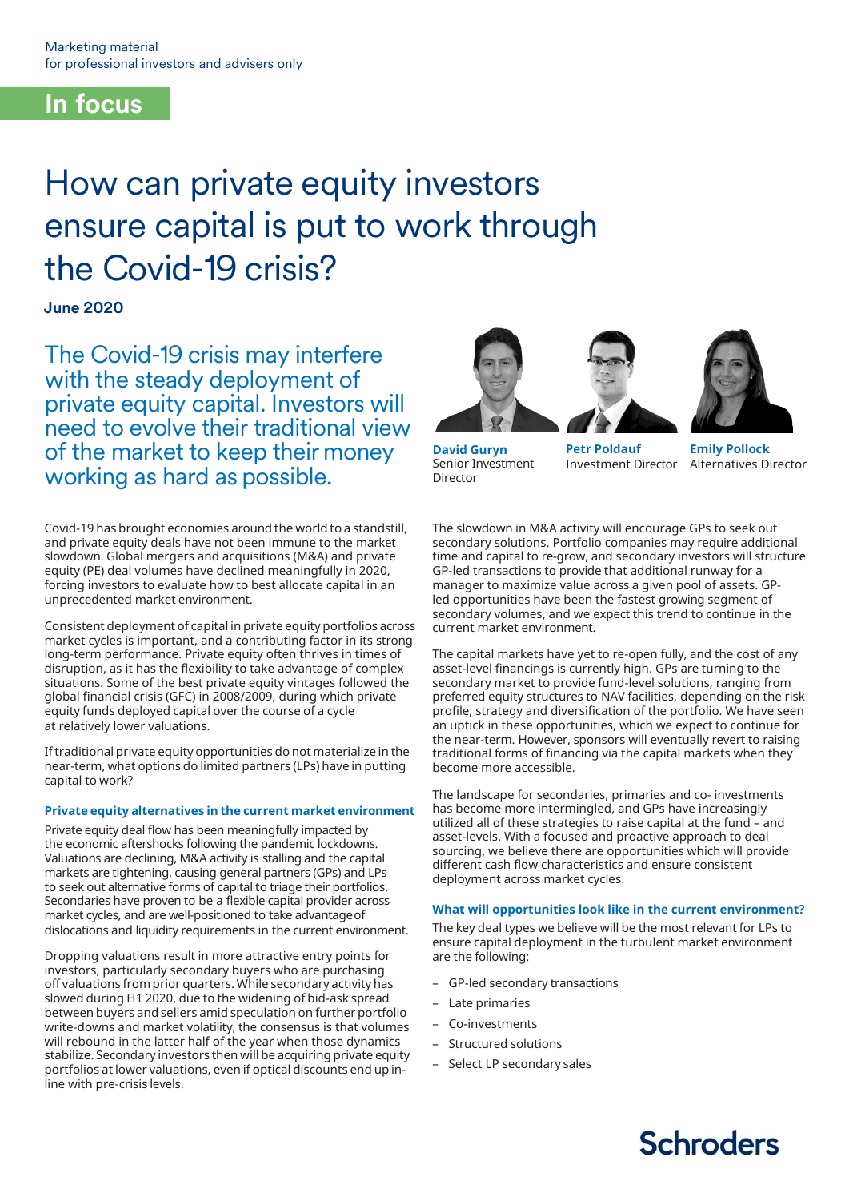Marketing material
for professional investors and advisers only

In focus

# How can private equity investors ensure capital is put to work through the Covid-19 crisis?

**June 2020**

## The Covid-19 crisis may interfere with the steady deployment of private equity capital. Investors will need to evolve their traditional view of the market to keep their money working as hard as possible.

**David Guryn**
Senior Investment Director

**Petr Poldauf**
Investment Director

**Emily Pollock**
Alternatives Director

Covid-19 has brought economies around the world to a standstill, and private equity deals have not been immune to the market slowdown. Global mergers and acquisitions (M&A) and private equity (PE) deal volumes have declined meaningfully in 2020, forcing investors to evaluate how to best allocate capital in an unprecedented market environment.

Consistent deployment of capital in private equity portfolios across market cycles is important, and a contributing factor in its strong long-term performance. Private equity often thrives in times of disruption, as it has the flexibility to take advantage of complex situations. Some of the best private equity vintages followed the global financial crisis (GFC) in 2008/2009, during which private equity funds deployed capital over the course of a cycle at relatively lower valuations.

If traditional private equity opportunities do not materialize in the near-term, what options do limited partners (LPs) have in putting capital to work?

### Private equity alternatives in the current market environment

Private equity deal flow has been meaningfully impacted by the economic aftershocks following the pandemic lockdowns. Valuations are declining, M&A activity is stalling and the capital markets are tightening, causing general partners (GPs) and LPs to seek out alternative forms of capital to triage their portfolios. Secondaries have proven to be a flexible capital provider across market cycles, and are well-positioned to take advantage of dislocations and liquidity requirements in the current environment.

Dropping valuations result in more attractive entry points for investors, particularly secondary buyers who are purchasing off valuations from prior quarters. While secondary activity has slowed during H1 2020, due to the widening of bid-ask spread between buyers and sellers amid speculation on further portfolio write-downs and market volatility, the consensus is that volumes will rebound in the latter half of the year when those dynamics stabilize. Secondary investors then will be acquiring private equity portfolios at lower valuations, even if optical discounts end up in-line with pre-crisis levels.

The slowdown in M&A activity will encourage GPs to seek out secondary solutions. Portfolio companies may require additional time and capital to re-grow, and secondary investors will structure GP-led transactions to provide that additional runway for a manager to maximize value across a given pool of assets. GP-led opportunities have been the fastest growing segment of secondary volumes, and we expect this trend to continue in the current market environment.

The capital markets have yet to re-open fully, and the cost of any asset-level financings is currently high. GPs are turning to the secondary market to provide fund-level solutions, ranging from preferred equity structures to NAV facilities, depending on the risk profile, strategy and diversification of the portfolio. We have seen an uptick in these opportunities, which we expect to continue for the near-term. However, sponsors will eventually revert to raising traditional forms of financing via the capital markets when they become more accessible.

The landscape for secondaries, primaries and co- investments has become more intermingled, and GPs have increasingly utilized all of these strategies to raise capital at the fund – and asset-levels. With a focused and proactive approach to deal sourcing, we believe there are opportunities which will provide different cash flow characteristics and ensure consistent deployment across market cycles.

### What will opportunities look like in the current environment?

The key deal types we believe will be the most relevant for LPs to ensure capital deployment in the turbulent market environment are the following:

- GP-led secondary transactions
- Late primaries
- Co-investments
- Structured solutions
- Select LP secondary sales

Schroders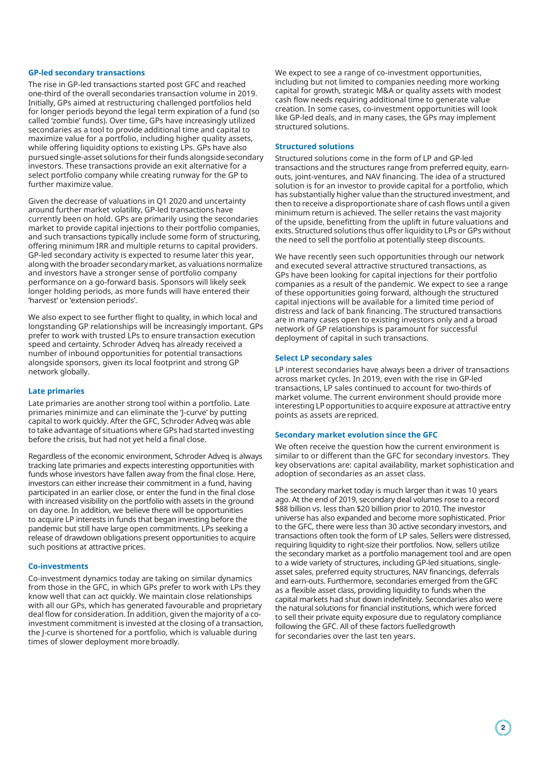## GP-led secondary transactions

The rise in GP-led transactions started post GFC and reached one-third of the overall secondaries transaction volume in 2019. Initially, GPs aimed at restructuring challenged portfolios held for longer periods beyond the legal term expiration of a fund (so called 'zombie' funds). Over time, GPs have increasingly utilized secondaries as a tool to provide additional time and capital to maximize value for a portfolio, including higher quality assets, while offering liquidity options to existing LPs. GPs have also pursued single-asset solutions for their funds alongside secondary investors. These transactions provide an exit alternative for a select portfolio company while creating runway for the GP to further maximize value.

Given the decrease of valuations in Q1 2020 and uncertainty around further market volatility, GP-led transactions have currently been on hold. GPs are primarily using the secondaries market to provide capital injections to their portfolio companies, and such transactions typically include some form of structuring, offering minimum IRR and multiple returns to capital providers. GP-led secondary activity is expected to resume later this year, along with the broader secondary market, as valuations normalize and investors have a stronger sense of portfolio company performance on a go-forward basis. Sponsors will likely seek longer holding periods, as more funds will have entered their 'harvest' or 'extension periods'.

We also expect to see further flight to quality, in which local and longstanding GP relationships will be increasingly important. GPs prefer to work with trusted LPs to ensure transaction execution speed and certainty. Schroder Adveq has already received a number of inbound opportunities for potential transactions alongside sponsors, given its local footprint and strong GP network globally.

## Late primaries

Late primaries are another strong tool within a portfolio. Late primaries minimize and can eliminate the 'J-curve' by putting capital to work quickly. After the GFC, Schroder Adveq was able to take advantage of situations where GPs had started investing before the crisis, but had not yet held a final close.

Regardless of the economic environment, Schroder Adveq is always tracking late primaries and expects interesting opportunities with funds whose investors have fallen away from the final close. Here, investors can either increase their commitment in a fund, having participated in an earlier close, or enter the fund in the final close with increased visibility on the portfolio with assets in the ground on day one. In addition, we believe there will be opportunities to acquire LP interests in funds that began investing before the pandemic but still have large open commitments. LPs seeking a release of drawdown obligations present opportunities to acquire such positions at attractive prices.

## Co-investments

Co-investment dynamics today are taking on similar dynamics from those in the GFC, in which GPs prefer to work with LPs they know well that can act quickly. We maintain close relationships with all our GPs, which has generated favourable and proprietary deal flow for consideration. In addition, given the majority of a co-investment commitment is invested at the closing of a transaction, the J-curve is shortened for a portfolio, which is valuable during times of slower deployment more broadly.

We expect to see a range of co-investment opportunities, including but not limited to companies needing more working capital for growth, strategic M&A or quality assets with modest cash flow needs requiring additional time to generate value creation. In some cases, co-investment opportunities will look like GP-led deals, and in many cases, the GPs may implement structured solutions.

## Structured solutions

Structured solutions come in the form of LP and GP-led transactions and the structures range from preferred equity, earn-outs, joint-ventures, and NAV financing. The idea of a structured solution is for an investor to provide capital for a portfolio, which has substantially higher value than the structured investment, and then to receive a disproportionate share of cash flows until a given minimum return is achieved. The seller retains the vast majority of the upside, benefitting from the uplift in future valuations and exits. Structured solutions thus offer liquidity to LPs or GPs without the need to sell the portfolio at potentially steep discounts.

We have recently seen such opportunities through our network and executed several attractive structured transactions, as GPs have been looking for capital injections for their portfolio companies as a result of the pandemic. We expect to see a range of these opportunities going forward, although the structured capital injections will be available for a limited time period of distress and lack of bank financing. The structured transactions are in many cases open to existing investors only and a broad network of GP relationships is paramount for successful deployment of capital in such transactions.

## Select LP secondary sales

LP interest secondaries have always been a driver of transactions across market cycles. In 2019, even with the rise in GP-led transactions, LP sales continued to account for two-thirds of market volume. The current environment should provide more interesting LP opportunities to acquire exposure at attractive entry points as assets are repriced.

## Secondary market evolution since the GFC

We often receive the question how the current environment is similar to or different than the GFC for secondary investors. They key observations are: capital availability, market sophistication and adoption of secondaries as an asset class.

The secondary market today is much larger than it was 10 years ago. At the end of 2019, secondary deal volumes rose to a record $88 billion vs. less than $20 billion prior to 2010. The investor universe has also expanded and become more sophisticated. Prior to the GFC, there were less than 30 active secondary investors, and transactions often took the form of LP sales. Sellers were distressed, requiring liquidity to right-size their portfolios. Now, sellers utilize the secondary market as a portfolio management tool and are open to a wide variety of structures, including GP-led situations, single-asset sales, preferred equity structures, NAV financings, deferrals and earn-outs. Furthermore, secondaries emerged from the GFC as a flexible asset class, providing liquidity to funds when the capital markets had shut down indefinitely. Secondaries also were the natural solutions for financial institutions, which were forced to sell their private equity exposure due to regulatory compliance following the GFC. All of these factors fuelled growth for secondaries over the last ten years.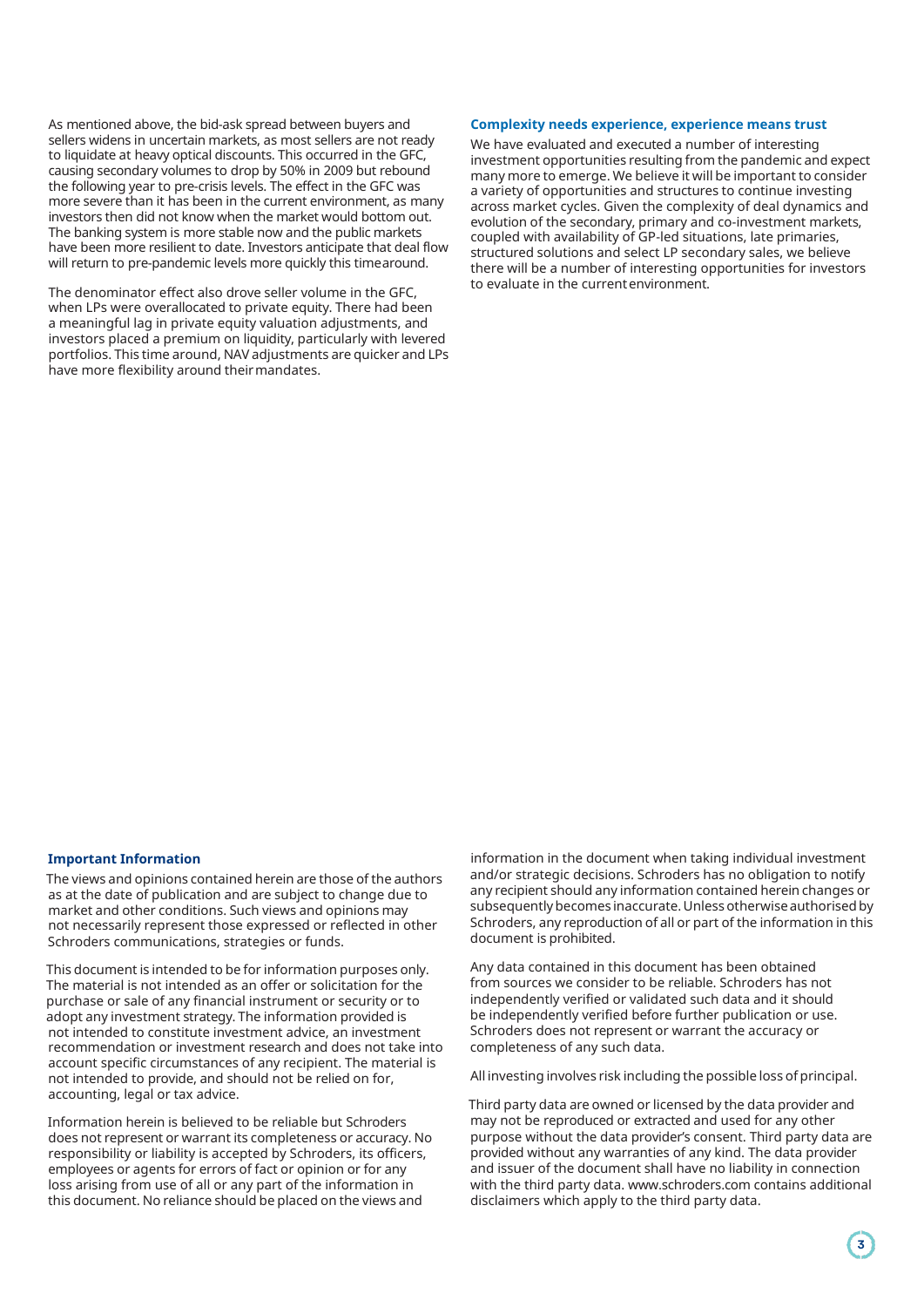As mentioned above, the bid-ask spread between buyers and sellers widens in uncertain markets, as most sellers are not ready to liquidate at heavy optical discounts. This occurred in the GFC, causing secondary volumes to drop by 50% in 2009 but rebound the following year to pre-crisis levels. The effect in the GFC was more severe than it has been in the current environment, as many investors then did not know when the market would bottom out. The banking system is more stable now and the public markets have been more resilient to date. Investors anticipate that deal flow will return to pre-pandemic levels more quickly this time around.

The denominator effect also drove seller volume in the GFC, when LPs were overallocated to private equity. There had been a meaningful lag in private equity valuation adjustments, and investors placed a premium on liquidity, particularly with levered portfolios. This time around, NAV adjustments are quicker and LPs have more flexibility around their mandates.

### Complexity needs experience, experience means trust

We have evaluated and executed a number of interesting investment opportunities resulting from the pandemic and expect many more to emerge. We believe it will be important to consider a variety of opportunities and structures to continue investing across market cycles. Given the complexity of deal dynamics and evolution of the secondary, primary and co-investment markets, coupled with availability of GP-led situations, late primaries, structured solutions and select LP secondary sales, we believe there will be a number of interesting opportunities for investors to evaluate in the current environment.

### Important Information

The views and opinions contained herein are those of the authors as at the date of publication and are subject to change due to market and other conditions. Such views and opinions may not necessarily represent those expressed or reflected in other Schroders communications, strategies or funds.

This document is intended to be for information purposes only. The material is not intended as an offer or solicitation for the purchase or sale of any financial instrument or security or to adopt any investment strategy. The information provided is not intended to constitute investment advice, an investment recommendation or investment research and does not take into account specific circumstances of any recipient. The material is not intended to provide, and should not be relied on for, accounting, legal or tax advice.

Information herein is believed to be reliable but Schroders does not represent or warrant its completeness or accuracy. No responsibility or liability is accepted by Schroders, its officers, employees or agents for errors of fact or opinion or for any loss arising from use of all or any part of the information in this document. No reliance should be placed on the views and information in the document when taking individual investment and/or strategic decisions. Schroders has no obligation to notify any recipient should any information contained herein changes or subsequently becomes inaccurate. Unless otherwise authorised by Schroders, any reproduction of all or part of the information in this document is prohibited.

Any data contained in this document has been obtained from sources we consider to be reliable. Schroders has not independently verified or validated such data and it should be independently verified before further publication or use. Schroders does not represent or warrant the accuracy or completeness of any such data.

All investing involves risk including the possible loss of principal.

Third party data are owned or licensed by the data provider and may not be reproduced or extracted and used for any other purpose without the data provider's consent. Third party data are provided without any warranties of any kind. The data provider and issuer of the document shall have no liability in connection with the third party data. www.schroders.com contains additional disclaimers which apply to the third party data.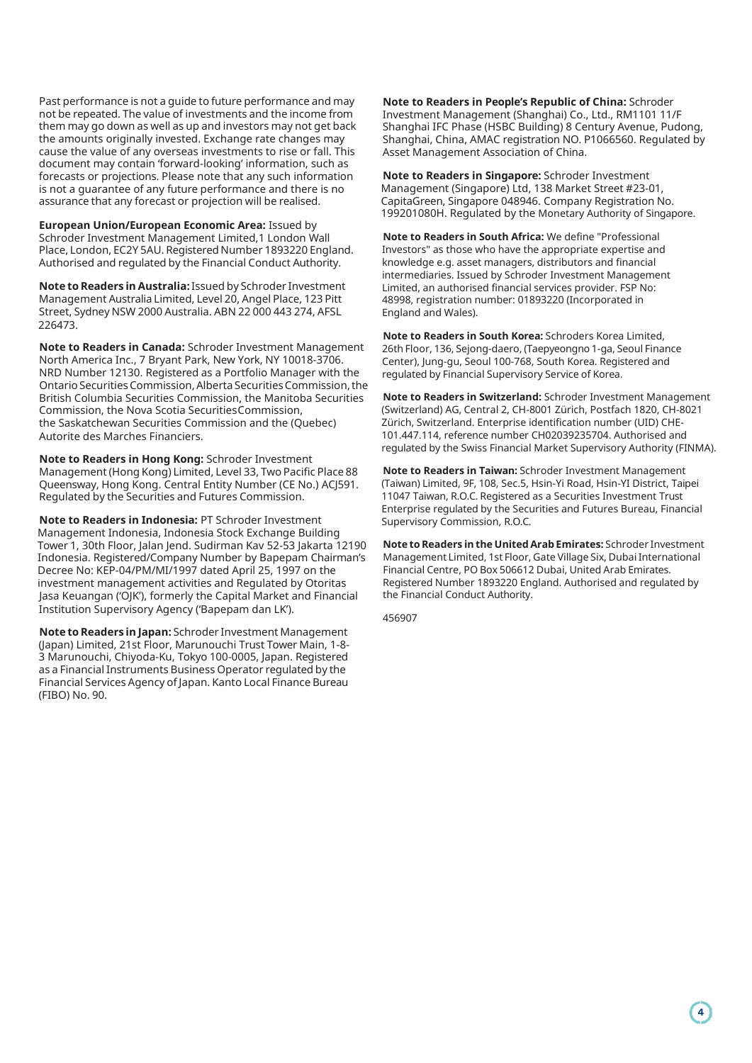Past performance is not a guide to future performance and may not be repeated. The value of investments and the income from them may go down as well as up and investors may not get back the amounts originally invested. Exchange rate changes may cause the value of any overseas investments to rise or fall. This document may contain 'forward-looking' information, such as forecasts or projections. Please note that any such information is not a guarantee of any future performance and there is no assurance that any forecast or projection will be realised.

**European Union/European Economic Area:** Issued by Schroder Investment Management Limited,1 London Wall Place, London, EC2Y 5AU. Registered Number 1893220 England. Authorised and regulated by the Financial Conduct Authority.

**Note to Readers in Australia:** Issued by Schroder Investment Management Australia Limited, Level 20, Angel Place, 123 Pitt Street, Sydney NSW 2000 Australia. ABN 22 000 443 274, AFSL 226473.

**Note to Readers in Canada:** Schroder Investment Management North America Inc., 7 Bryant Park, New York, NY 10018-3706. NRD Number 12130. Registered as a Portfolio Manager with the Ontario Securities Commission, Alberta Securities Commission, the British Columbia Securities Commission, the Manitoba Securities Commission, the Nova Scotia Securities Commission, the Saskatchewan Securities Commission and the (Quebec) Autorite des Marches Financiers.

**Note to Readers in Hong Kong:** Schroder Investment Management (Hong Kong) Limited, Level 33, Two Pacific Place 88 Queensway, Hong Kong. Central Entity Number (CE No.) ACJ591. Regulated by the Securities and Futures Commission.

**Note to Readers in Indonesia:** PT Schroder Investment Management Indonesia, Indonesia Stock Exchange Building Tower 1, 30th Floor, Jalan Jend. Sudirman Kav 52-53 Jakarta 12190 Indonesia. Registered/Company Number by Bapepam Chairman's Decree No: KEP-04/PM/MI/1997 dated April 25, 1997 on the investment management activities and Regulated by Otoritas Jasa Keuangan ('OJK'), formerly the Capital Market and Financial Institution Supervisory Agency ('Bapepam dan LK').

**Note to Readers in Japan:** Schroder Investment Management (Japan) Limited, 21st Floor, Marunouchi Trust Tower Main, 1-8-3 Marunouchi, Chiyoda-Ku, Tokyo 100-0005, Japan. Registered as a Financial Instruments Business Operator regulated by the Financial Services Agency of Japan. Kanto Local Finance Bureau (FIBO) No. 90.

**Note to Readers in People's Republic of China:** Schroder Investment Management (Shanghai) Co., Ltd., RM1101 11/F Shanghai IFC Phase (HSBC Building) 8 Century Avenue, Pudong, Shanghai, China, AMAC registration NO. P1066560. Regulated by Asset Management Association of China.

**Note to Readers in Singapore:** Schroder Investment Management (Singapore) Ltd, 138 Market Street #23-01, CapitaGreen, Singapore 048946. Company Registration No. 199201080H. Regulated by the Monetary Authority of Singapore.

**Note to Readers in South Africa:** We define "Professional Investors" as those who have the appropriate expertise and knowledge e.g. asset managers, distributors and financial intermediaries. Issued by Schroder Investment Management Limited, an authorised financial services provider. FSP No: 48998, registration number: 01893220 (Incorporated in England and Wales).

**Note to Readers in South Korea:** Schroders Korea Limited, 26th Floor, 136, Sejong-daero, (Taepyeongno 1-ga, Seoul Finance Center), Jung-gu, Seoul 100-768, South Korea. Registered and regulated by Financial Supervisory Service of Korea.

**Note to Readers in Switzerland:** Schroder Investment Management (Switzerland) AG, Central 2, CH-8001 Zürich, Postfach 1820, CH-8021 Zürich, Switzerland. Enterprise identification number (UID) CHE-101.447.114, reference number CH02039235704. Authorised and regulated by the Swiss Financial Market Supervisory Authority (FINMA).

**Note to Readers in Taiwan:** Schroder Investment Management (Taiwan) Limited, 9F, 108, Sec.5, Hsin-Yi Road, Hsin-YI District, Taipei 11047 Taiwan, R.O.C. Registered as a Securities Investment Trust Enterprise regulated by the Securities and Futures Bureau, Financial Supervisory Commission, R.O.C.

**Note to Readers in the United Arab Emirates:** Schroder Investment Management Limited, 1st Floor, Gate Village Six, Dubai International Financial Centre, PO Box 506612 Dubai, United Arab Emirates. Registered Number 1893220 England. Authorised and regulated by the Financial Conduct Authority.

456907